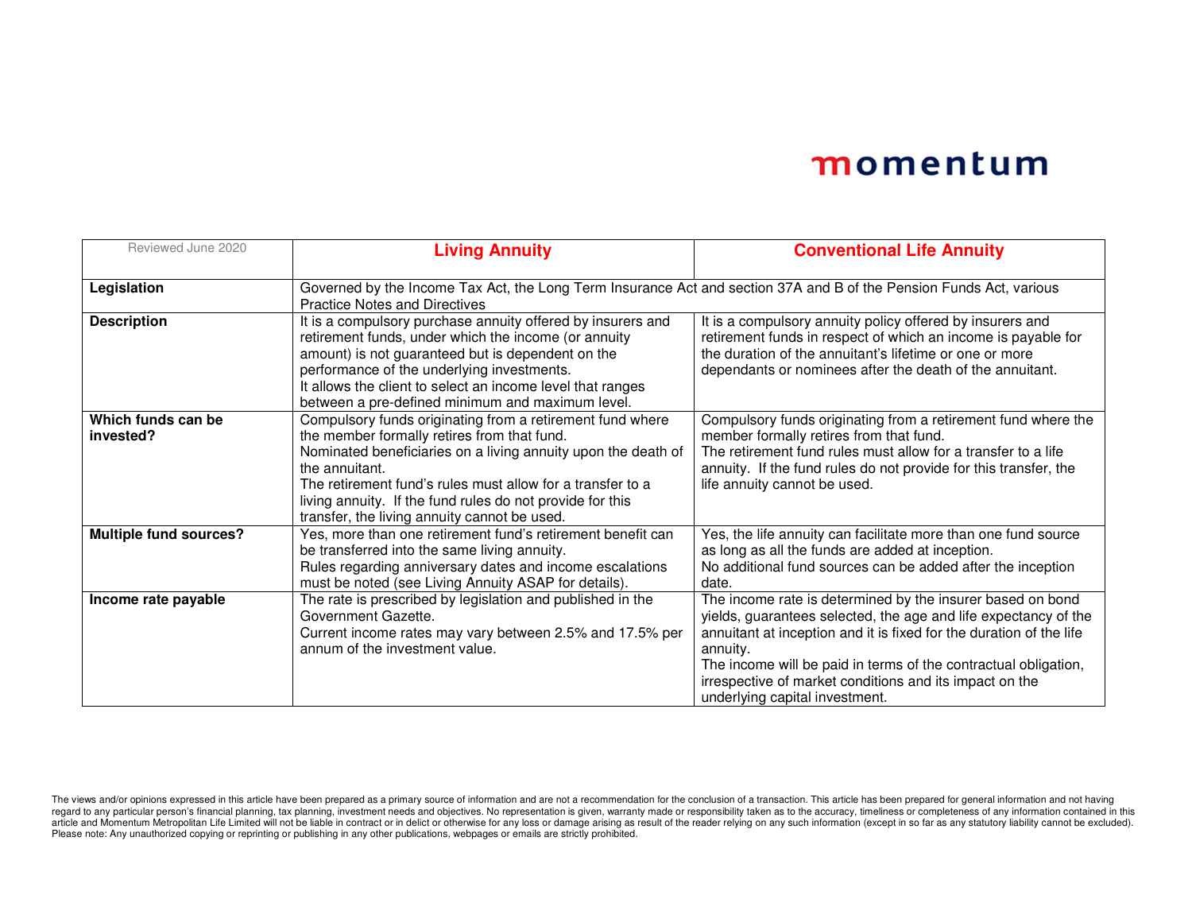momentum

| Reviewed June 2020 | **Living Annuity** | **Conventional Life Annuity** |
| --- | --- | --- |
| **Legislation** | Governed by the Income Tax Act, the Long Term Insurance Act and section 37A and B of the Pension Funds Act, various Practice Notes and Directives | |
| **Description** | It is a compulsory purchase annuity offered by insurers and retirement funds, under which the income (or annuity amount) is not guaranteed but is dependent on the performance of the underlying investments.<br>It allows the client to select an income level that ranges between a pre-defined minimum and maximum level. | It is a compulsory annuity policy offered by insurers and retirement funds in respect of which an income is payable for the duration of the annuitant's lifetime or one or more dependants or nominees after the death of the annuitant. |
| **Which funds can be invested?** | Compulsory funds originating from a retirement fund where the member formally retires from that fund.<br>Nominated beneficiaries on a living annuity upon the death of the annuitant.<br>The retirement fund's rules must allow for a transfer to a living annuity. If the fund rules do not provide for this transfer, the living annuity cannot be used. | Compulsory funds originating from a retirement fund where the member formally retires from that fund.<br>The retirement fund rules must allow for a transfer to a life annuity. If the fund rules do not provide for this transfer, the life annuity cannot be used. |
| **Multiple fund sources?** | Yes, more than one retirement fund's retirement benefit can be transferred into the same living annuity.<br>Rules regarding anniversary dates and income escalations must be noted (see Living Annuity ASAP for details). | Yes, the life annuity can facilitate more than one fund source as long as all the funds are added at inception.<br>No additional fund sources can be added after the inception date. |
| **Income rate payable** | The rate is prescribed by legislation and published in the Government Gazette.<br>Current income rates may vary between 2.5% and 17.5% per annum of the investment value. | The income rate is determined by the insurer based on bond yields, guarantees selected, the age and life expectancy of the annuitant at inception and it is fixed for the duration of the life annuity.<br>The income will be paid in terms of the contractual obligation, irrespective of market conditions and its impact on the underlying capital investment. |

The views and/or opinions expressed in this article have been prepared as a primary source of information and are not a recommendation for the conclusion of a transaction. This article has been prepared for general information and not having regard to any particular person's financial planning, tax planning, investment needs and objectives. No representation is given, warranty made or responsibility taken as to the accuracy, timeliness or completeness of any information contained in this article and Momentum Metropolitan Life Limited will not be liable in contract or in delict or otherwise for any loss or damage arising as result of the reader relying on any such information (except in so far as any statutory liability cannot be excluded). Please note: Any unauthorized copying or reprinting or publishing in any other publications, webpages or emails are strictly prohibited.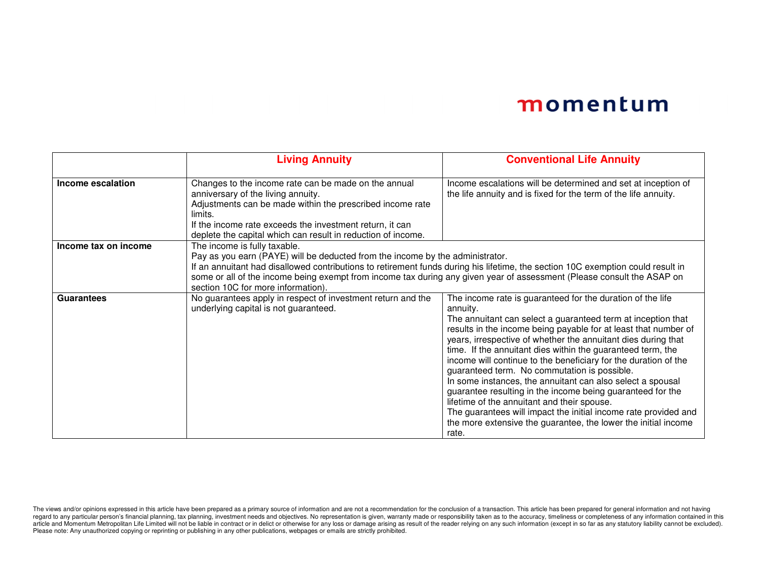|  | Living Annuity | Conventional Life Annuity |
|---|---|---|
| **Income escalation** | Changes to the income rate can be made on the annual anniversary of the living annuity. Adjustments can be made within the prescribed income rate limits. If the income rate exceeds the investment return, it can deplete the capital which can result in reduction of income. | Income escalations will be determined and set at inception of the life annuity and is fixed for the term of the life annuity. |
| **Income tax on income** | The income is fully taxable. Pay as you earn (PAYE) will be deducted from the income by the administrator. If an annuitant had disallowed contributions to retirement funds during his lifetime, the section 10C exemption could result in some or all of the income being exempt from income tax during any given year of assessment (Please consult the ASAP on section 10C for more information). | |
| **Guarantees** | No guarantees apply in respect of investment return and the underlying capital is not guaranteed. | The income rate is guaranteed for the duration of the life annuity. The annuitant can select a guaranteed term at inception that results in the income being payable for at least that number of years, irrespective of whether the annuitant dies during that time. If the annuitant dies within the guaranteed term, the income will continue to the beneficiary for the duration of the guaranteed term. No commutation is possible. In some instances, the annuitant can also select a spousal guarantee resulting in the income being guaranteed for the lifetime of the annuitant and their spouse. The guarantees will impact the initial income rate provided and the more extensive the guarantee, the lower the initial income rate. |

The views and/or opinions expressed in this article have been prepared as a primary source of information and are not a recommendation for the conclusion of a transaction. This article has been prepared for general information and not having regard to any particular person's financial planning, tax planning, investment needs and objectives. No representation is given, warranty made or responsibility taken as to the accuracy, timeliness or completeness of any information contained in this article and Momentum Metropolitan Life Limited will not be liable in contract or in delict or otherwise for any loss or damage arising as result of the reader relying on any such information (except in so far as any statutory liability cannot be excluded). Please note: Any unauthorized copying or reprinting or publishing in any other publications, webpages or emails are strictly prohibited.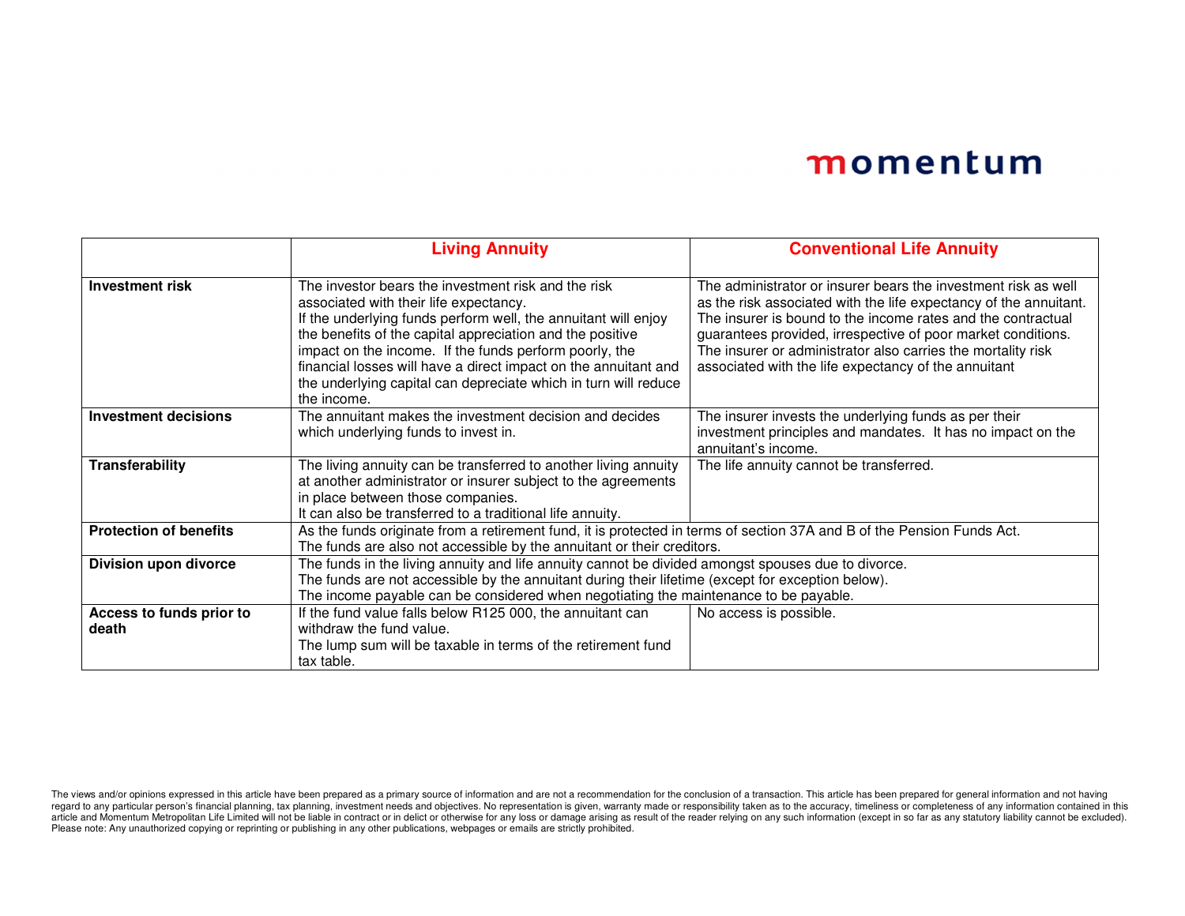momentum

| | **Living Annuity** | **Conventional Life Annuity** |
|---|---|---|
| **Investment risk** | The investor bears the investment risk and the risk associated with their life expectancy. If the underlying funds perform well, the annuitant will enjoy the benefits of the capital appreciation and the positive impact on the income. If the funds perform poorly, the financial losses will have a direct impact on the annuitant and the underlying capital can depreciate which in turn will reduce the income. | The administrator or insurer bears the investment risk as well as the risk associated with the life expectancy of the annuitant. The insurer is bound to the income rates and the contractual guarantees provided, irrespective of poor market conditions. The insurer or administrator also carries the mortality risk associated with the life expectancy of the annuitant |
| **Investment decisions** | The annuitant makes the investment decision and decides which underlying funds to invest in. | The insurer invests the underlying funds as per their investment principles and mandates. It has no impact on the annuitant's income. |
| **Transferability** | The living annuity can be transferred to another living annuity at another administrator or insurer subject to the agreements in place between those companies. It can also be transferred to a traditional life annuity. | The life annuity cannot be transferred. |
| **Protection of benefits** | As the funds originate from a retirement fund, it is protected in terms of section 37A and B of the Pension Funds Act. The funds are also not accessible by the annuitant or their creditors. | |
| **Division upon divorce** | The funds in the living annuity and life annuity cannot be divided amongst spouses due to divorce. The funds are not accessible by the annuitant during their lifetime (except for exception below). The income payable can be considered when negotiating the maintenance to be payable. | |
| **Access to funds prior to death** | If the fund value falls below R125 000, the annuitant can withdraw the fund value. The lump sum will be taxable in terms of the retirement fund tax table. | No access is possible. |

The views and/or opinions expressed in this article have been prepared as a primary source of information and are not a recommendation for the conclusion of a transaction. This article has been prepared for general information and not having regard to any particular person's financial planning, tax planning, investment needs and objectives. No representation is given, warranty made or responsibility taken as to the accuracy, timeliness or completeness of any information contained in this article and Momentum Metropolitan Life Limited will not be liable in contract or in delict or otherwise for any loss or damage arising as result of the reader relying on any such information (except in so far as any statutory liability cannot be excluded). Please note: Any unauthorized copying or reprinting or publishing in any other publications, webpages or emails are strictly prohibited.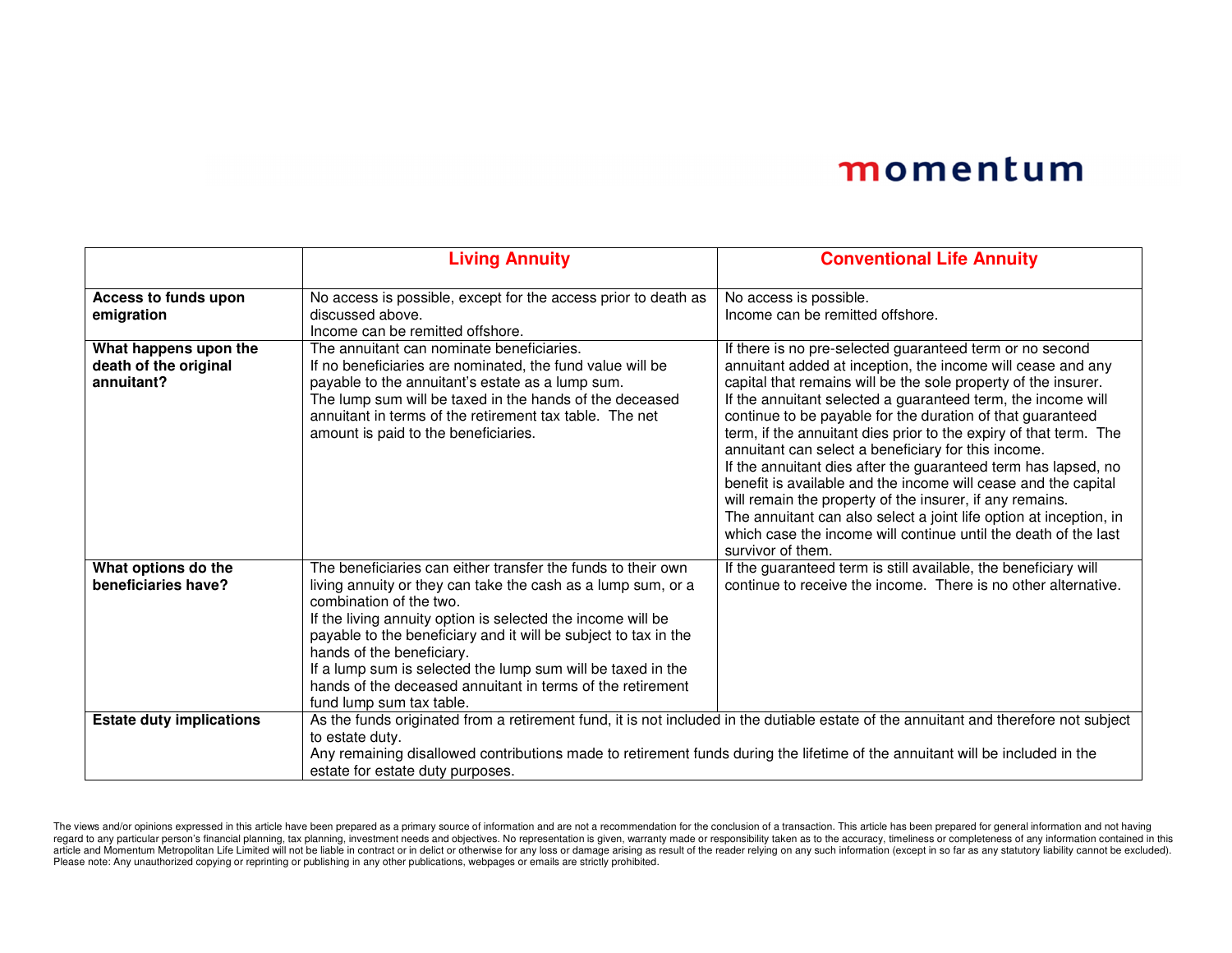| | Living Annuity | Conventional Life Annuity |
|---|---|---|
| **Access to funds upon emigration** | No access is possible, except for the access prior to death as discussed above.<br>Income can be remitted offshore. | No access is possible.<br>Income can be remitted offshore. |
| **What happens upon the death of the original annuitant?** | The annuitant can nominate beneficiaries.<br>If no beneficiaries are nominated, the fund value will be payable to the annuitant's estate as a lump sum.<br>The lump sum will be taxed in the hands of the deceased annuitant in terms of the retirement tax table. The net amount is paid to the beneficiaries. | If there is no pre-selected guaranteed term or no second annuitant added at inception, the income will cease and any capital that remains will be the sole property of the insurer.<br>If the annuitant selected a guaranteed term, the income will continue to be payable for the duration of that guaranteed term, if the annuitant dies prior to the expiry of that term. The annuitant can select a beneficiary for this income.<br>If the annuitant dies after the guaranteed term has lapsed, no benefit is available and the income will cease and the capital will remain the property of the insurer, if any remains.<br>The annuitant can also select a joint life option at inception, in which case the income will continue until the death of the last survivor of them. |
| **What options do the beneficiaries have?** | The beneficiaries can either transfer the funds to their own living annuity or they can take the cash as a lump sum, or a combination of the two.<br>If the living annuity option is selected the income will be payable to the beneficiary and it will be subject to tax in the hands of the beneficiary.<br>If a lump sum is selected the lump sum will be taxed in the hands of the deceased annuitant in terms of the retirement fund lump sum tax table. | If the guaranteed term is still available, the beneficiary will continue to receive the income. There is no other alternative. |
| **Estate duty implications** | As the funds originated from a retirement fund, it is not included in the dutiable estate of the annuitant and therefore not subject to estate duty.<br>Any remaining disallowed contributions made to retirement funds during the lifetime of the annuitant will be included in the estate for estate duty purposes. | |

The views and/or opinions expressed in this article have been prepared as a primary source of information and are not a recommendation for the conclusion of a transaction. This article has been prepared for general information and not having regard to any particular person's financial planning, tax planning, investment needs and objectives. No representation is given, warranty made or responsibility taken as to the accuracy, timeliness or completeness of any information contained in this article and Momentum Metropolitan Life Limited will not be liable in contract or in delict or otherwise for any loss or damage arising as result of the reader relying on any such information (except in so far as any statutory liability cannot be excluded). Please note: Any unauthorized copying or reprinting or publishing in any other publications, webpages or emails are strictly prohibited.